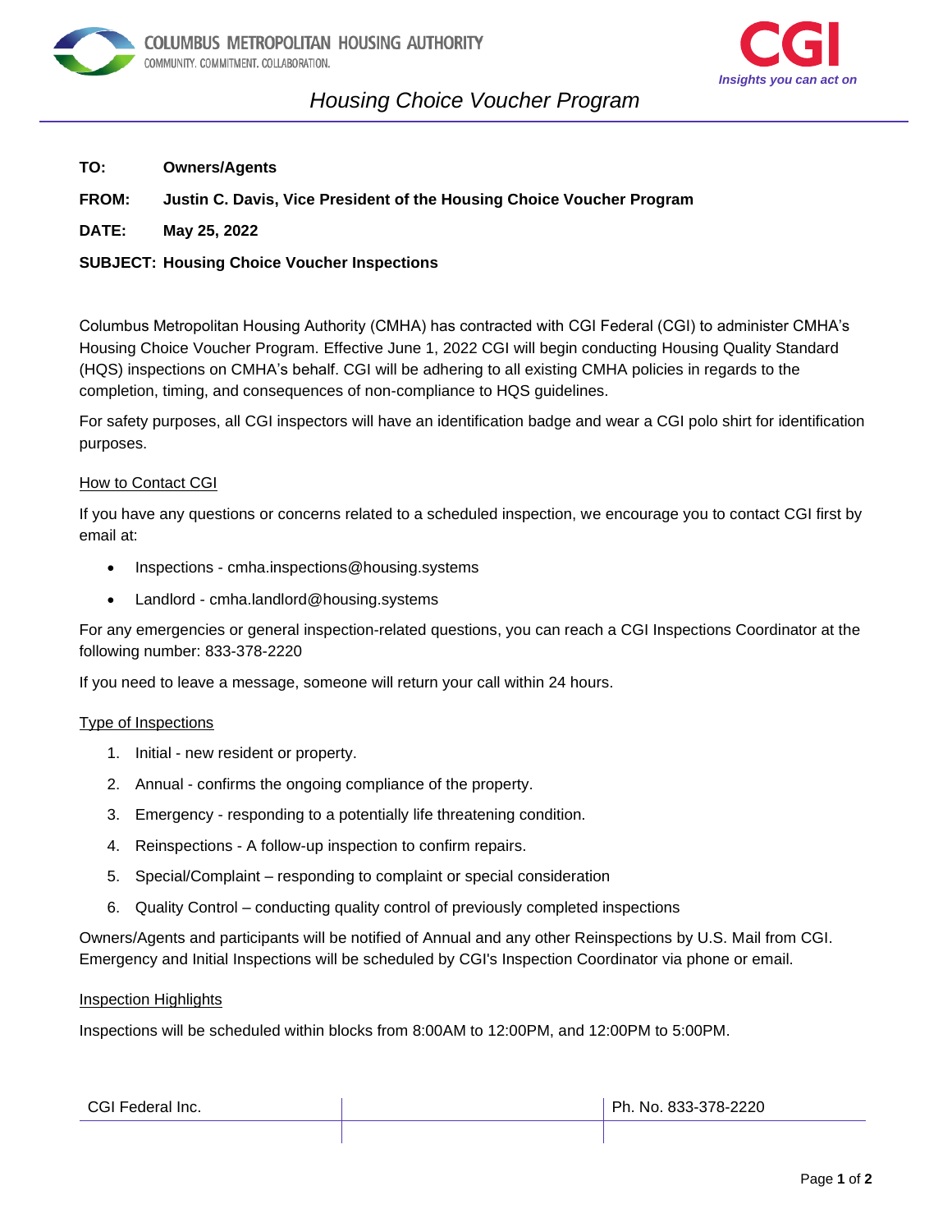COLUMBUS METROPOLITAN HOUSING AUTHORITY
COMMUNITY. COMMITMENT. COLLABORATION.

CGI
*Insights you can act on*

# *Housing Choice Voucher Program*

**TO:** **Owners/Agents**

**FROM:** **Justin C. Davis, Vice President of the Housing Choice Voucher Program**

**DATE:** **May 25, 2022**

**SUBJECT:** **Housing Choice Voucher Inspections**

Columbus Metropolitan Housing Authority (CMHA) has contracted with CGI Federal (CGI) to administer CMHA's Housing Choice Voucher Program. Effective June 1, 2022 CGI will begin conducting Housing Quality Standard (HQS) inspections on CMHA's behalf. CGI will be adhering to all existing CMHA policies in regards to the completion, timing, and consequences of non-compliance to HQS guidelines.

For safety purposes, all CGI inspectors will have an identification badge and wear a CGI polo shirt for identification purposes.

## How to Contact CGI

If you have any questions or concerns related to a scheduled inspection, we encourage you to contact CGI first by email at:

- Inspections - cmha.inspections@housing.systems
- Landlord - cmha.landlord@housing.systems

For any emergencies or general inspection-related questions, you can reach a CGI Inspections Coordinator at the following number: 833-378-2220

If you need to leave a message, someone will return your call within 24 hours.

## Type of Inspections

1. Initial - new resident or property.
2. Annual - confirms the ongoing compliance of the property.
3. Emergency - responding to a potentially life threatening condition.
4. Reinspections - A follow-up inspection to confirm repairs.
5. Special/Complaint – responding to complaint or special consideration
6. Quality Control – conducting quality control of previously completed inspections

Owners/Agents and participants will be notified of Annual and any other Reinspections by U.S. Mail from CGI. Emergency and Initial Inspections will be scheduled by CGI's Inspection Coordinator via phone or email.

## Inspection Highlights

Inspections will be scheduled within blocks from 8:00AM to 12:00PM, and 12:00PM to 5:00PM.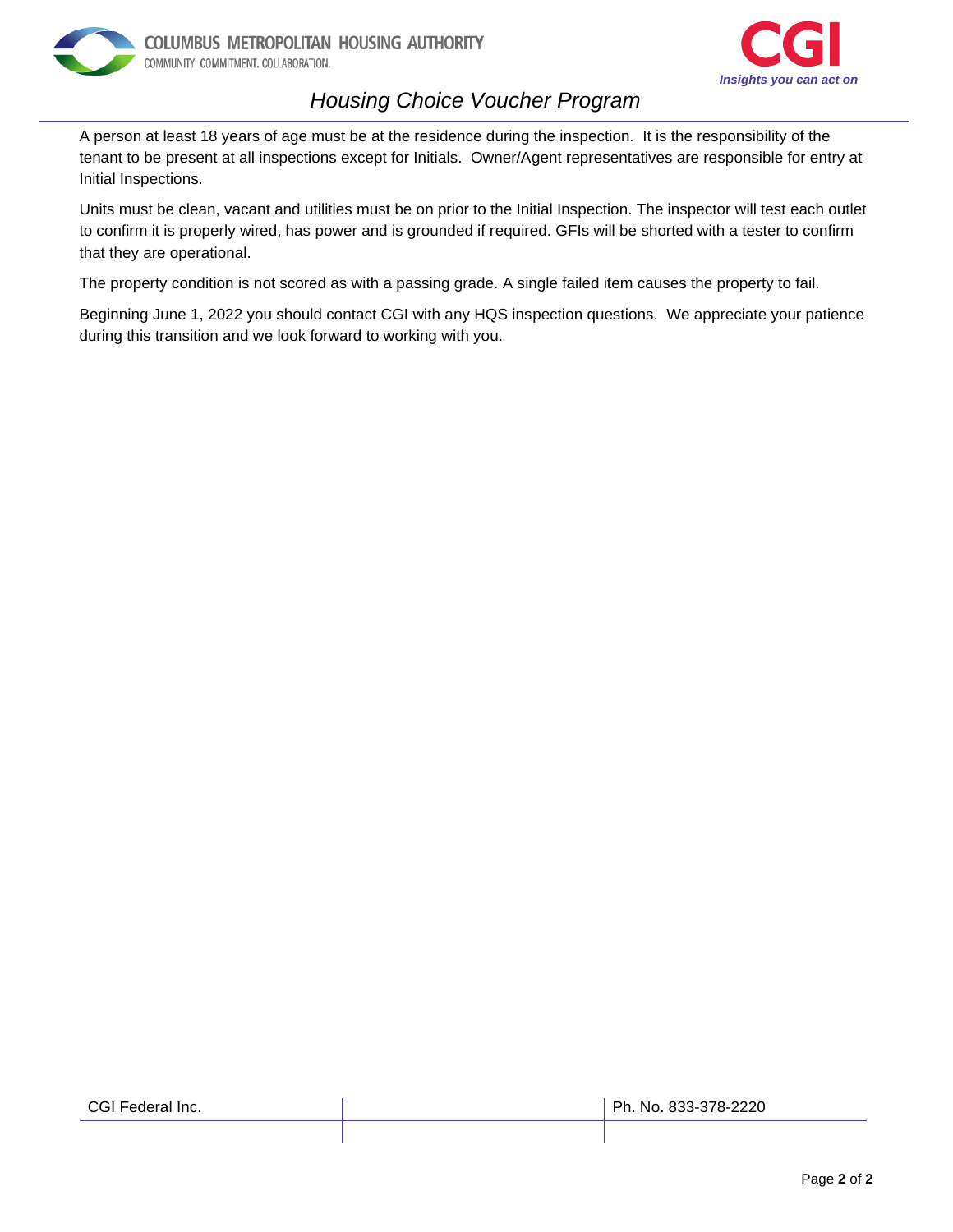A person at least 18 years of age must be at the residence during the inspection. It is the responsibility of the tenant to be present at all inspections except for Initials. Owner/Agent representatives are responsible for entry at Initial Inspections.

Units must be clean, vacant and utilities must be on prior to the Initial Inspection. The inspector will test each outlet to confirm it is properly wired, has power and is grounded if required. GFIs will be shorted with a tester to confirm that they are operational.

The property condition is not scored as with a passing grade. A single failed item causes the property to fail.

Beginning June 1, 2022 you should contact CGI with any HQS inspection questions. We appreciate your patience during this transition and we look forward to working with you.